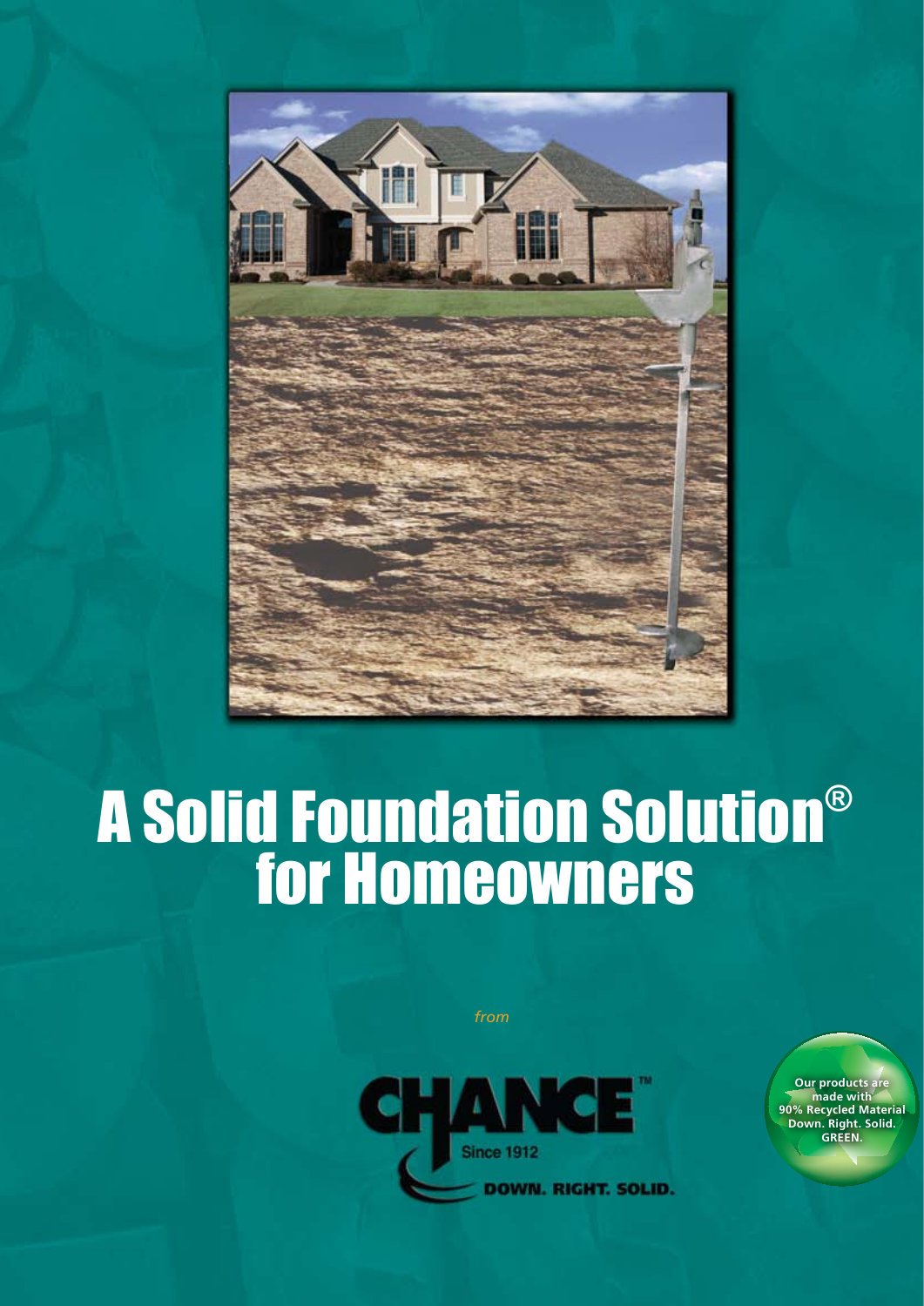# A Solid Foundation Solution® for Homeowners

*from*

CHANCE™

Since 1912

DOWN. RIGHT. SOLID.

Our products are made with 90% Recycled Material
Down. Right. Solid. GREEN.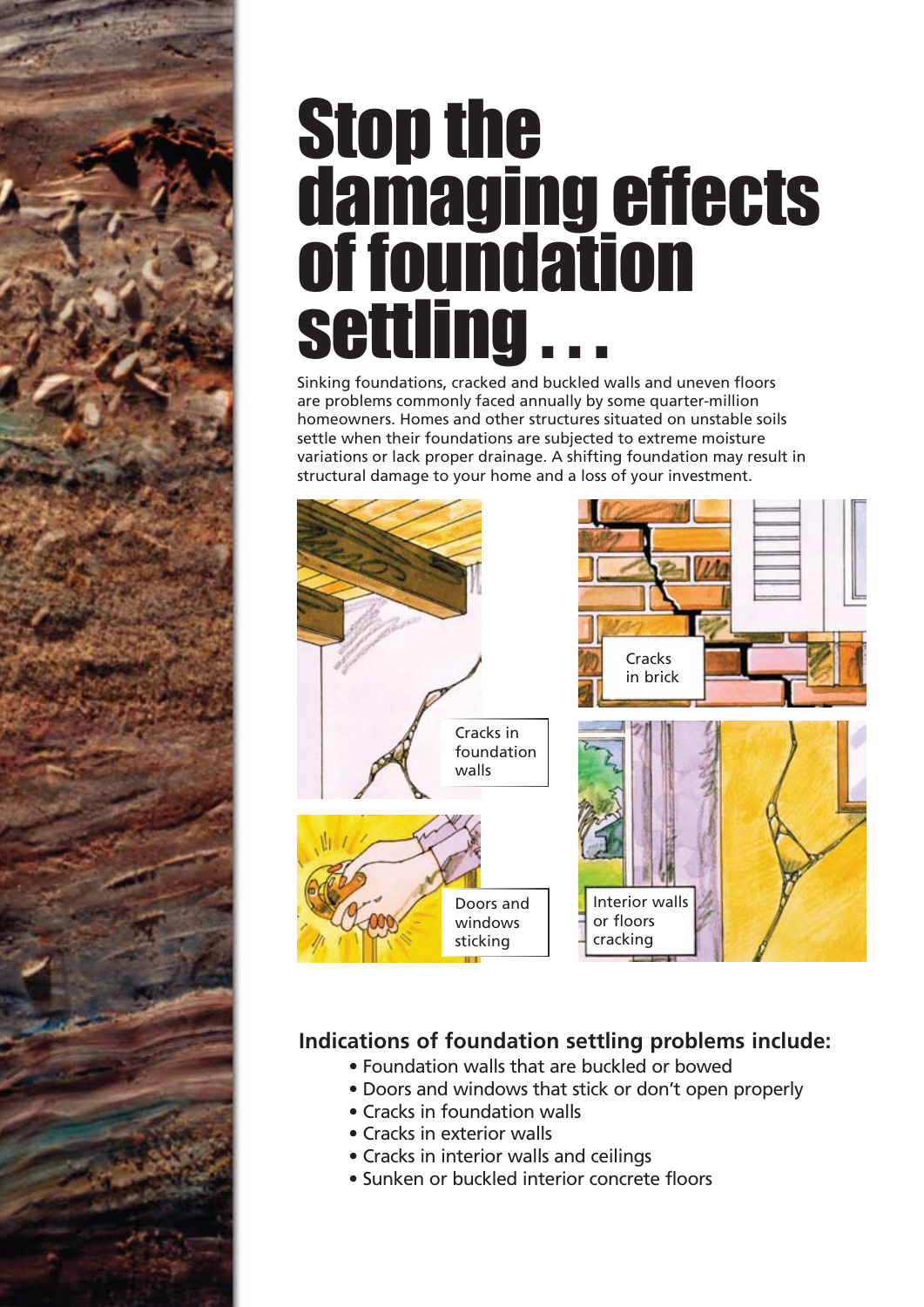# Stop the damaging effects of foundation settling . . .

Sinking foundations, cracked and buckled walls and uneven floors are problems commonly faced annually by some quarter-million homeowners. Homes and other structures situated on unstable soils settle when their foundations are subjected to extreme moisture variations or lack proper drainage. A shifting foundation may result in structural damage to your home and a loss of your investment.

Cracks in foundation walls

Cracks in brick

Doors and windows sticking

Interior walls or floors cracking

## Indications of foundation settling problems include:

- Foundation walls that are buckled or bowed
- Doors and windows that stick or don't open properly
- Cracks in foundation walls
- Cracks in exterior walls
- Cracks in interior walls and ceilings
- Sunken or buckled interior concrete floors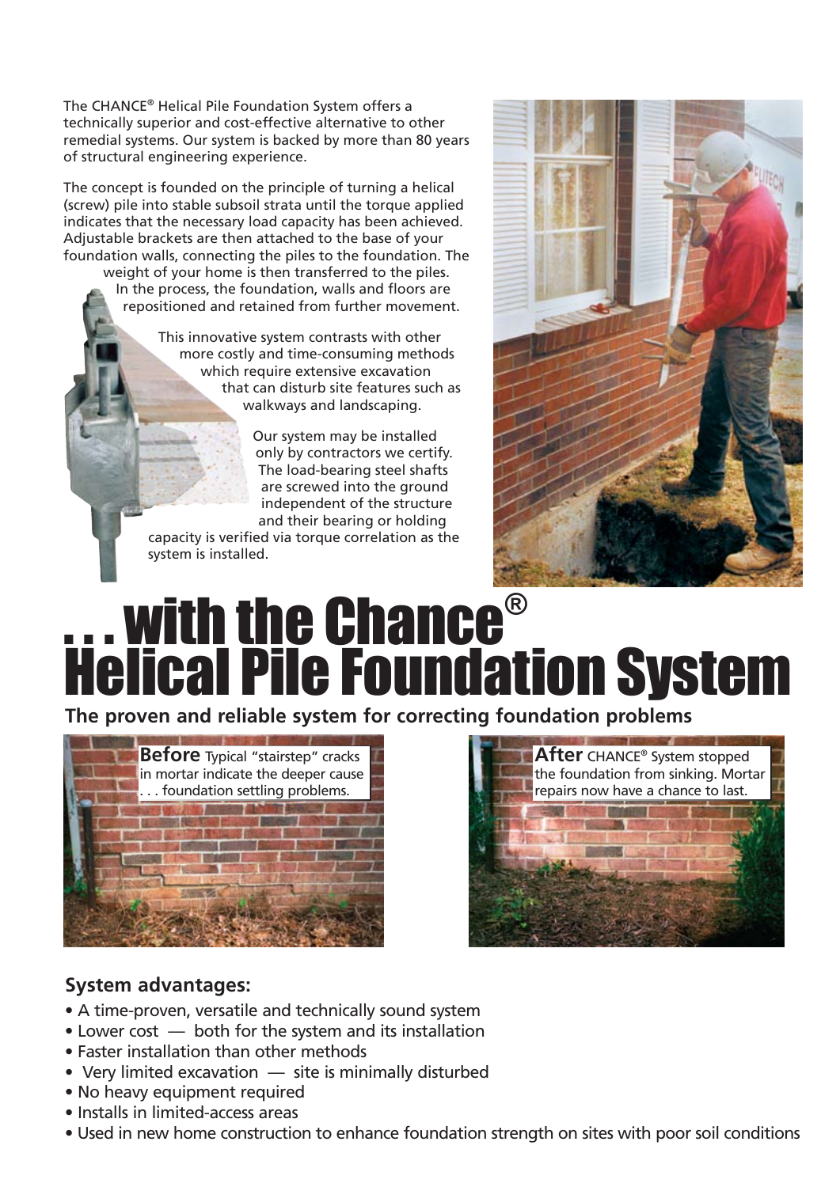The CHANCE® Helical Pile Foundation System offers a technically superior and cost-effective alternative to other remedial systems. Our system is backed by more than 80 years of structural engineering experience.

The concept is founded on the principle of turning a helical (screw) pile into stable subsoil strata until the torque applied indicates that the necessary load capacity has been achieved. Adjustable brackets are then attached to the base of your foundation walls, connecting the piles to the foundation. The weight of your home is then transferred to the piles. In the process, the foundation, walls and floors are repositioned and retained from further movement.

This innovative system contrasts with other more costly and time-consuming methods which require extensive excavation that can disturb site features such as walkways and landscaping.

Our system may be installed only by contractors we certify. The load-bearing steel shafts are screwed into the ground independent of the structure and their bearing or holding capacity is verified via torque correlation as the system is installed.

# . . . with the Chance® Helical Pile Foundation System

**The proven and reliable system for correcting foundation problems**

**Before** Typical "stairstep" cracks in mortar indicate the deeper cause . . . foundation settling problems.

**After** CHANCE® System stopped the foundation from sinking. Mortar repairs now have a chance to last.

## System advantages:

- A time-proven, versatile and technically sound system
- Lower cost — both for the system and its installation
- Faster installation than other methods
- Very limited excavation — site is minimally disturbed
- No heavy equipment required
- Installs in limited-access areas
- Used in new home construction to enhance foundation strength on sites with poor soil conditions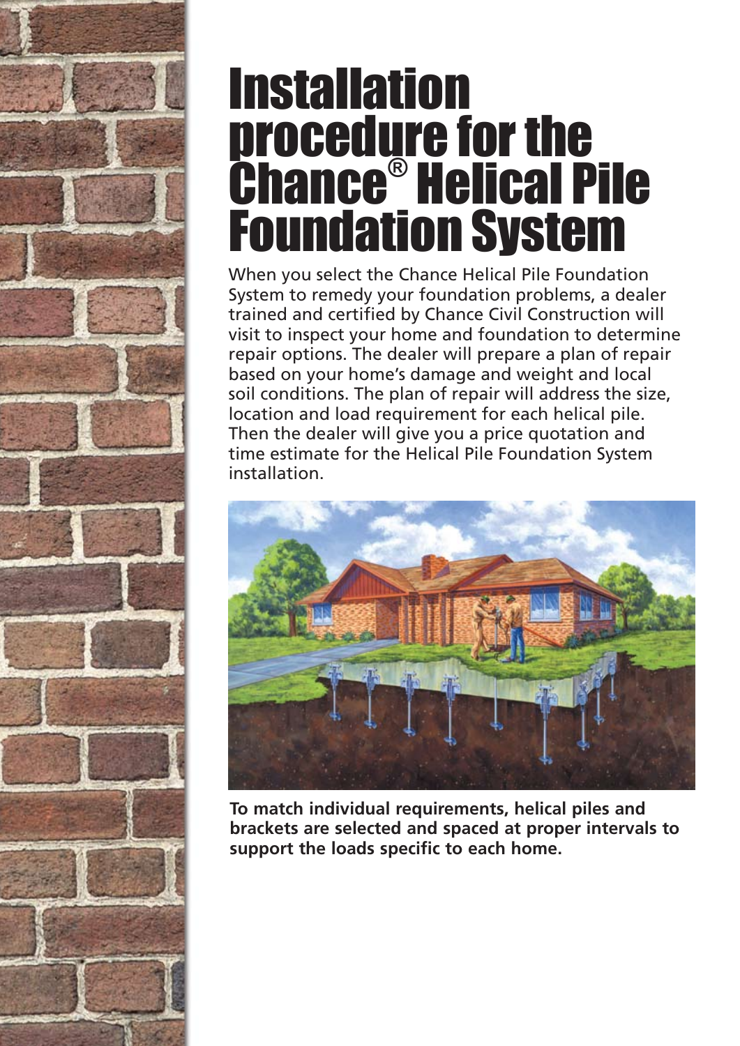# Installation procedure for the Chance® Helical Pile Foundation System

When you select the Chance Helical Pile Foundation System to remedy your foundation problems, a dealer trained and certified by Chance Civil Construction will visit to inspect your home and foundation to determine repair options. The dealer will prepare a plan of repair based on your home's damage and weight and local soil conditions. The plan of repair will address the size, location and load requirement for each helical pile. Then the dealer will give you a price quotation and time estimate for the Helical Pile Foundation System installation.

**To match individual requirements, helical piles and brackets are selected and spaced at proper intervals to support the loads specific to each home.**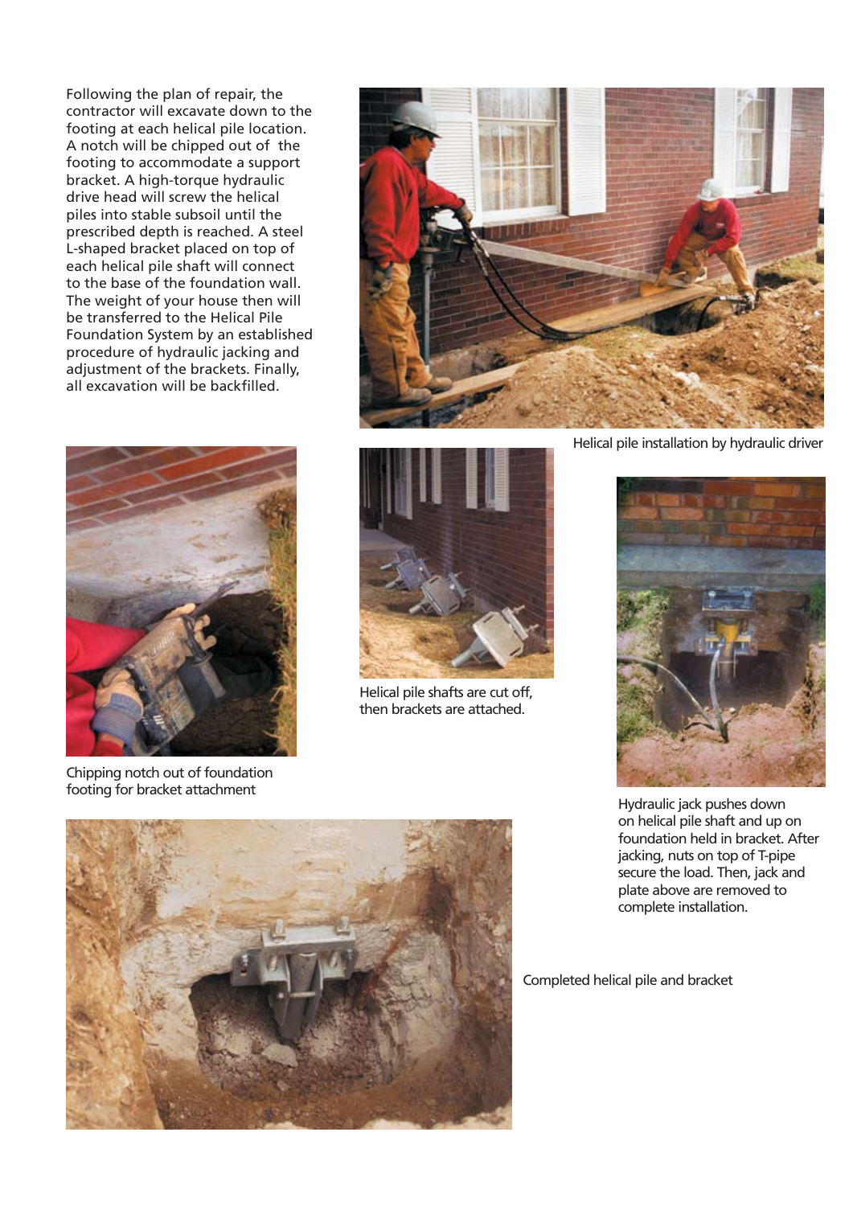Following the plan of repair, the contractor will excavate down to the footing at each helical pile location. A notch will be chipped out of the footing to accommodate a support bracket. A high-torque hydraulic drive head will screw the helical piles into stable subsoil until the prescribed depth is reached. A steel L-shaped bracket placed on top of each helical pile shaft will connect to the base of the foundation wall. The weight of your house then will be transferred to the Helical Pile Foundation System by an established procedure of hydraulic jacking and adjustment of the brackets. Finally, all excavation will be backfilled.

Helical pile installation by hydraulic driver

Chipping notch out of foundation footing for bracket attachment

Helical pile shafts are cut off, then brackets are attached.

Hydraulic jack pushes down on helical pile shaft and up on foundation held in bracket. After jacking, nuts on top of T-pipe secure the load. Then, jack and plate above are removed to complete installation.

Completed helical pile and bracket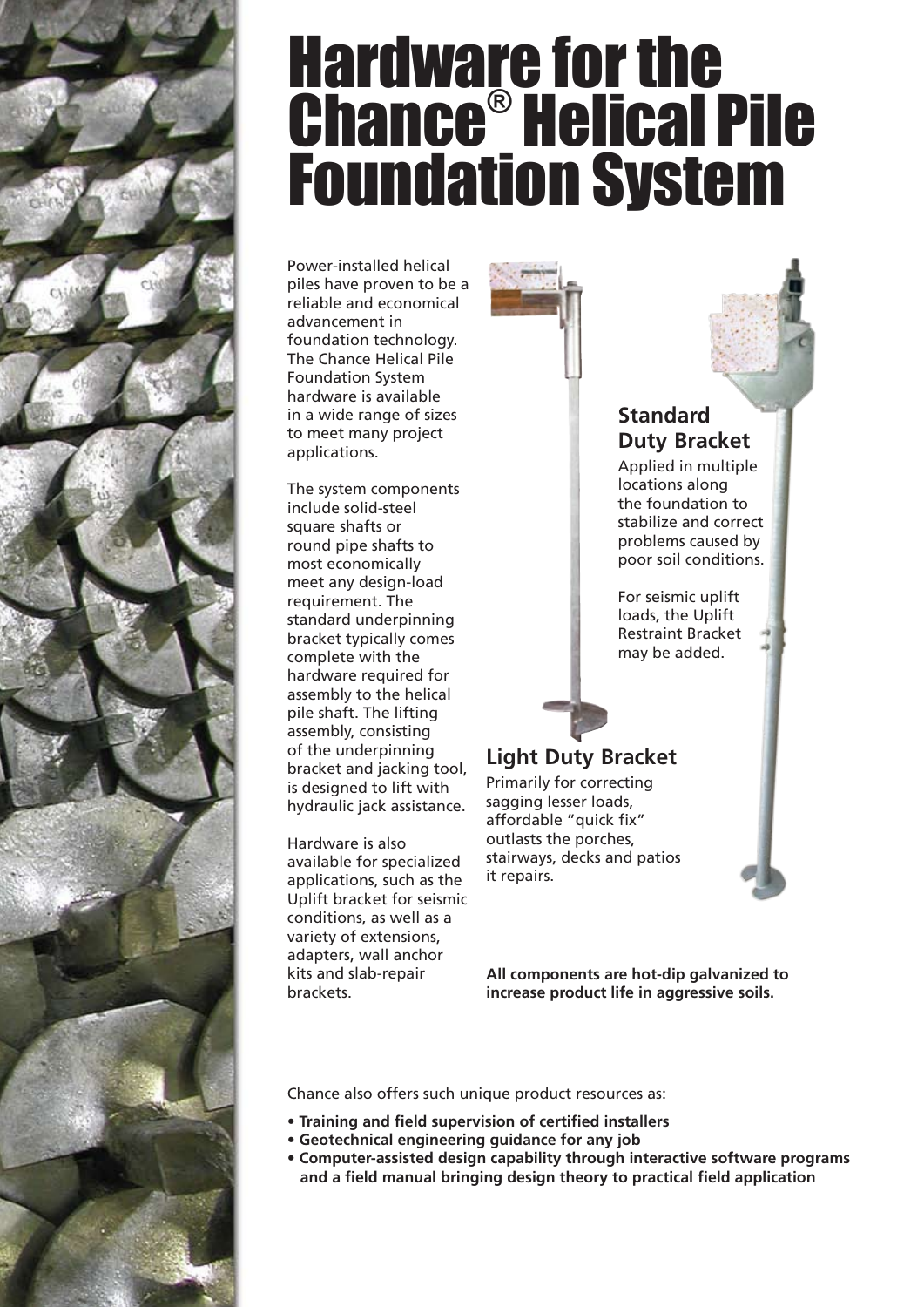# Hardware for the Chance® Helical Pile Foundation System

Power-installed helical piles have proven to be a reliable and economical advancement in foundation technology. The Chance Helical Pile Foundation System hardware is available in a wide range of sizes to meet many project applications.

The system components include solid-steel square shafts or round pipe shafts to most economically meet any design-load requirement. The standard underpinning bracket typically comes complete with the hardware required for assembly to the helical pile shaft. The lifting assembly, consisting of the underpinning bracket and jacking tool, is designed to lift with hydraulic jack assistance.

Hardware is also available for specialized applications, such as the Uplift bracket for seismic conditions, as well as a variety of extensions, adapters, wall anchor kits and slab-repair brackets.

## Standard Duty Bracket

Applied in multiple locations along the foundation to stabilize and correct problems caused by poor soil conditions.

For seismic uplift loads, the Uplift Restraint Bracket may be added.

## Light Duty Bracket

Primarily for correcting sagging lesser loads, affordable "quick fix" outlasts the porches, stairways, decks and patios it repairs.

**All components are hot-dip galvanized to increase product life in aggressive soils.**

Chance also offers such unique product resources as:

- **Training and field supervision of certified installers**
- **Geotechnical engineering guidance for any job**
- **Computer-assisted design capability through interactive software programs and a field manual bringing design theory to practical field application**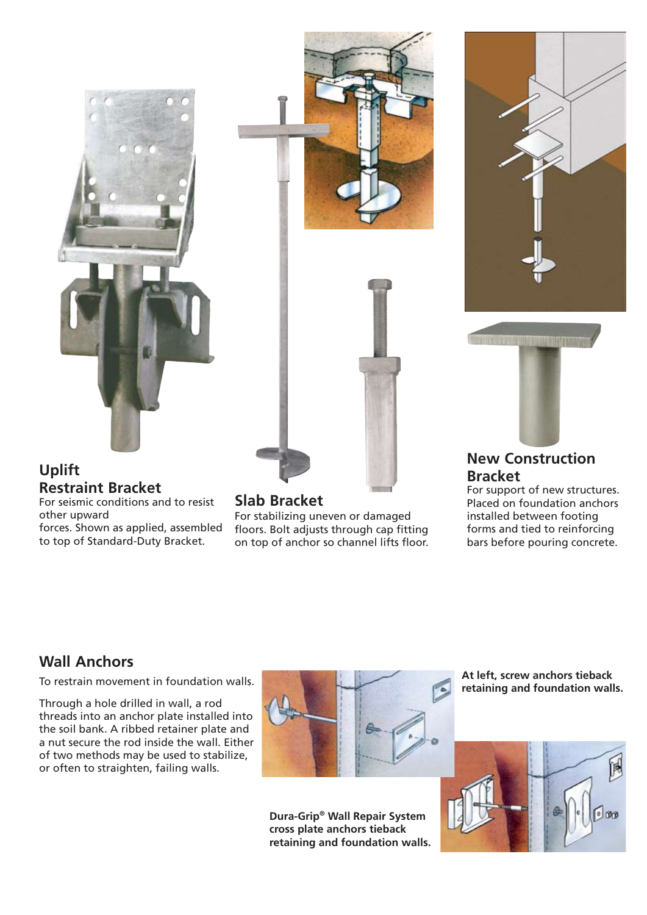## Uplift Restraint Bracket

For seismic conditions and to resist other upward forces. Shown as applied, assembled to top of Standard-Duty Bracket.

## Slab Bracket

For stabilizing uneven or damaged floors. Bolt adjusts through cap fitting on top of anchor so channel lifts floor.

## New Construction Bracket

For support of new structures. Placed on foundation anchors installed between footing forms and tied to reinforcing bars before pouring concrete.

## Wall Anchors

To restrain movement in foundation walls.

Through a hole drilled in wall, a rod threads into an anchor plate installed into the soil bank. A ribbed retainer plate and a nut secure the rod inside the wall. Either of two methods may be used to stabilize, or often to straighten, failing walls.

**At left, screw anchors tieback retaining and foundation walls.**

**Dura-Grip® Wall Repair System cross plate anchors tieback retaining and foundation walls.**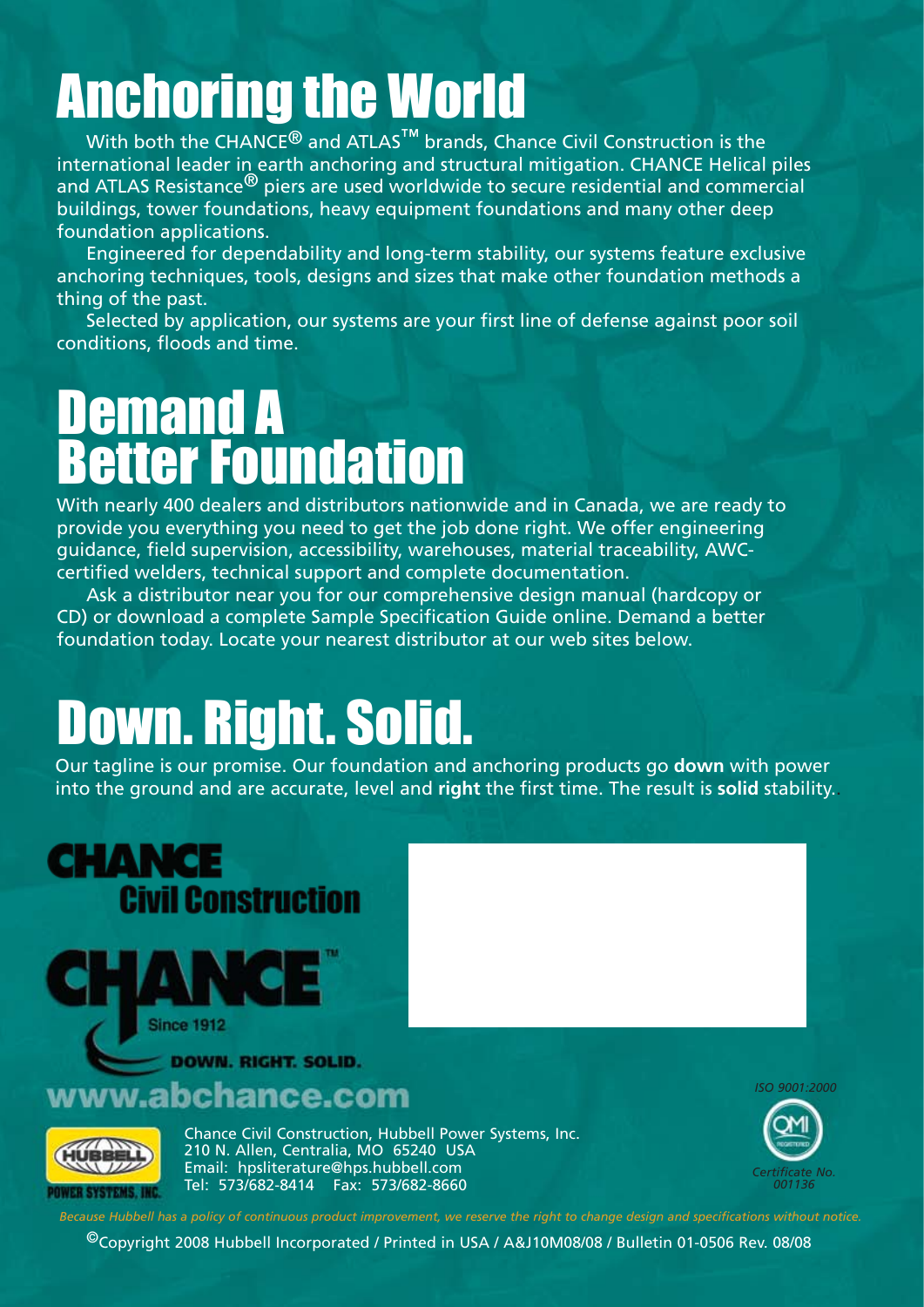# Anchoring the World

With both the CHANCE® and ATLAS™ brands, Chance Civil Construction is the international leader in earth anchoring and structural mitigation. CHANCE Helical piles and ATLAS Resistance® piers are used worldwide to secure residential and commercial buildings, tower foundations, heavy equipment foundations and many other deep foundation applications.

Engineered for dependability and long-term stability, our systems feature exclusive anchoring techniques, tools, designs and sizes that make other foundation methods a thing of the past.

Selected by application, our systems are your first line of defense against poor soil conditions, floods and time.

# Demand A Better Foundation

With nearly 400 dealers and distributors nationwide and in Canada, we are ready to provide you everything you need to get the job done right. We offer engineering guidance, field supervision, accessibility, warehouses, material traceability, AWC-certified welders, technical support and complete documentation.

Ask a distributor near you for our comprehensive design manual (hardcopy or CD) or download a complete Sample Specification Guide online. Demand a better foundation today. Locate your nearest distributor at our web sites below.

# Down. Right. Solid.

Our tagline is our promise. Our foundation and anchoring products go **down** with power into the ground and are accurate, level and **right** the first time. The result is **solid** stability.

CHANCE Civil Construction

CHANCE™ Since 1912

DOWN. RIGHT. SOLID.

www.abchance.com

HUBBELL POWER SYSTEMS, INC.

Chance Civil Construction, Hubbell Power Systems, Inc.
210 N. Allen, Centralia, MO 65240 USA
Email: hpsliterature@hps.hubbell.com
Tel: 573/682-8414 Fax: 573/682-8660

*ISO 9001:2000*

QMI REGISTERED

*Certificate No. 001136*

*Because Hubbell has a policy of continuous product improvement, we reserve the right to change design and specifications without notice.*

©Copyright 2008 Hubbell Incorporated / Printed in USA / A&J10M08/08 / Bulletin 01-0506 Rev. 08/08